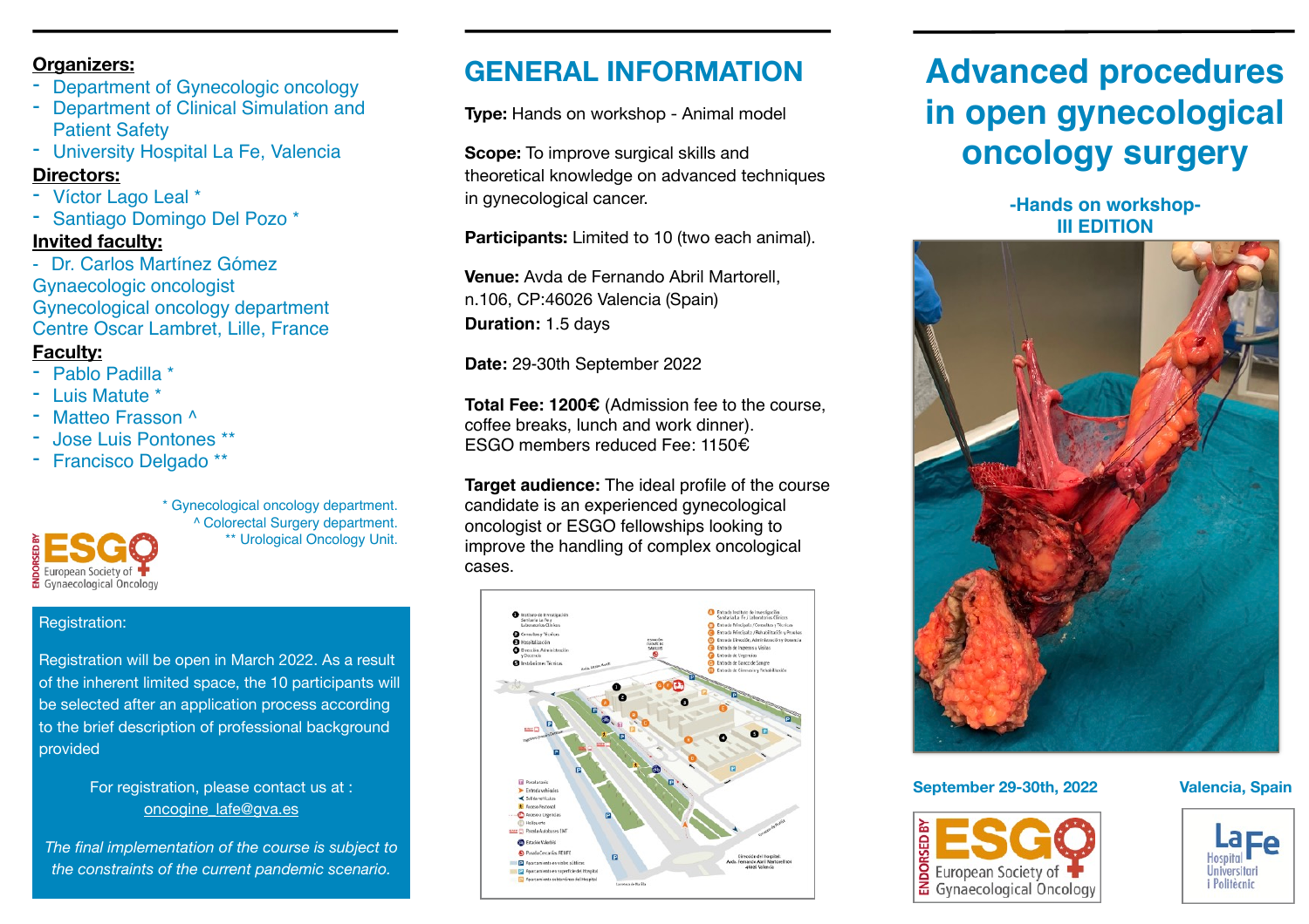**Organizers:**

- Department of Gynecologic oncology
- Department of Clinical Simulation and Patient Safety
- University Hospital La Fe, Valencia

**Directors:**

- Víctor Lago Leal *
- Santiago Domingo Del Pozo *

**Invited faculty:**

- Dr. Carlos Martínez Gómez
Gynaecologic oncologist
Gynecological oncology department
Centre Oscar Lambret, Lille, France

**Faculty:**

- Pablo Padilla *
- Luis Matute *
- Matteo Frasson ^
- Jose Luis Pontones **
- Francisco Delgado **

\* Gynecological oncology department.
^ Colorectal Surgery department.
** Urological Oncology Unit.

ENDORSED BY ESGO European Society of Gynaecological Oncology

Registration:

Registration will be open in March 2022. As a result of the inherent limited space, the 10 participants will be selected after an application process according to the brief description of professional background provided

For registration, please contact us at :
oncogine_lafe@gva.es

*The final implementation of the course is subject to the constraints of the current pandemic scenario.*

## GENERAL INFORMATION

**Type:** Hands on workshop - Animal model

**Scope:** To improve surgical skills and theoretical knowledge on advanced techniques in gynecological cancer.

**Participants:** Limited to 10 (two each animal).

**Venue:** Avda de Fernando Abril Martorell, n.106, CP:46026 Valencia (Spain)
**Duration:** 1.5 days

**Date:** 29-30th September 2022

**Total Fee: 1200€** (Admission fee to the course, coffee breaks, lunch and work dinner).
ESGO members reduced Fee: 1150€

**Target audience:** The ideal profile of the course candidate is an experienced gynecological oncologist or ESGO fellowships looking to improve the handling of complex oncological cases.

# Advanced procedures in open gynecological oncology surgery

**-Hands on workshop-**
**III EDITION**

**September 29-30th, 2022** **Valencia, Spain**

ENDORSED BY ESGO European Society of Gynaecological Oncology

La Fe Hospital Universitari i Politècnic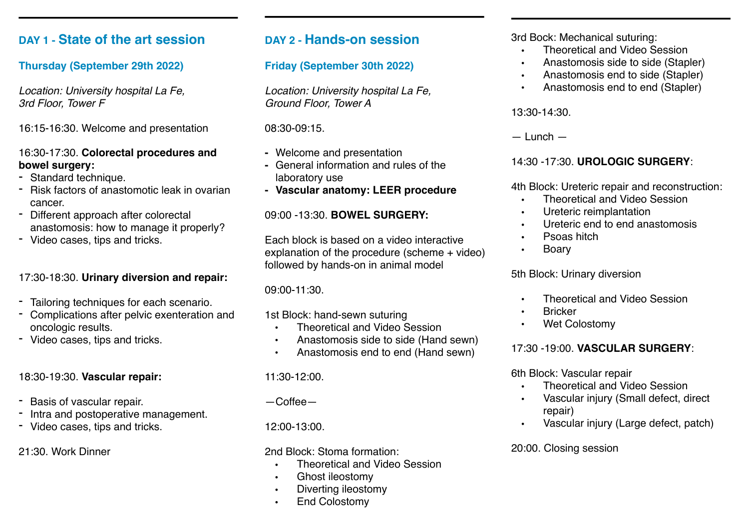## DAY 1 - State of the art session

### Thursday (September 29th 2022)

*Location: University hospital La Fe,*
*3rd Floor, Tower F*

16:15-16:30. Welcome and presentation

16:30-17:30. **Colorectal procedures and bowel surgery:**

- Standard technique.
- Risk factors of anastomotic leak in ovarian cancer.
- Different approach after colorectal anastomosis: how to manage it properly?
- Video cases, tips and tricks.

17:30-18:30. **Urinary diversion and repair:**

- Tailoring techniques for each scenario.
- Complications after pelvic exenteration and oncologic results.
- Video cases, tips and tricks.

18:30-19:30. **Vascular repair:**

- Basis of vascular repair.
- Intra and postoperative management.
- Video cases, tips and tricks.

21:30. Work Dinner

## DAY 2 - Hands-on session

### Friday (September 30th 2022)

*Location: University hospital La Fe,*
*Ground Floor, Tower A*

08:30-09:15.

- Welcome and presentation
- General information and rules of the laboratory use
- **Vascular anatomy: LEER procedure**

09:00 -13:30. **BOWEL SURGERY:**

Each block is based on a video interactive explanation of the procedure (scheme + video) followed by hands-on in animal model

09:00-11:30.

1st Block: hand-sewn suturing

- Theoretical and Video Session
- Anastomosis side to side (Hand sewn)
- Anastomosis end to end (Hand sewn)

11:30-12:00.

—Coffee—

12:00-13:00.

2nd Block: Stoma formation:

- Theoretical and Video Session
- Ghost ileostomy
- Diverting ileostomy
- End Colostomy

3rd Bock: Mechanical suturing:

- Theoretical and Video Session
- Anastomosis side to side (Stapler)
- Anastomosis end to side (Stapler)
- Anastomosis end to end (Stapler)

13:30-14:30.

— Lunch —

14:30 -17:30. **UROLOGIC SURGERY**:

4th Block: Ureteric repair and reconstruction:

- Theoretical and Video Session
- Ureteric reimplantation
- Ureteric end to end anastomosis
- Psoas hitch
- Boary

5th Block: Urinary diversion

- Theoretical and Video Session
- Bricker
- Wet Colostomy

17:30 -19:00. **VASCULAR SURGERY**:

6th Block: Vascular repair

- Theoretical and Video Session
- Vascular injury (Small defect, direct repair)
- Vascular injury (Large defect, patch)

20:00. Closing session